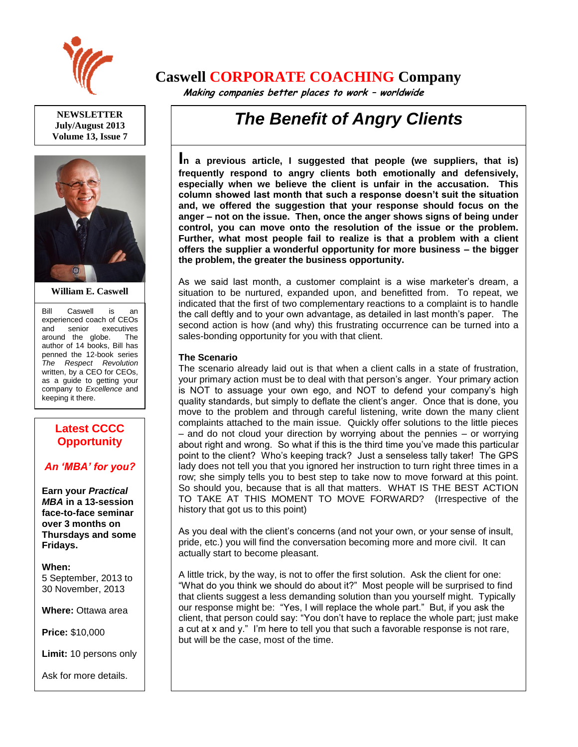# Caswell CORPORATE COACHING Company

*Making companies better places to work – worldwide*

**NEWSLETTER**
**July/August 2013**
**Volume 13, Issue 7**

**William E. Caswell**

Bill Caswell is an experienced coach of CEOs and senior executives around the globe. The author of 14 books, Bill has penned the 12-book series *The Respect Revolution* written, by a CEO for CEOs, as a guide to getting your company to *Excellence* and keeping it there.

## Latest CCCC Opportunity

### *An 'MBA' for you?*

**Earn your *Practical MBA* in a 13-session face-to-face seminar over 3 months on Thursdays and some Fridays.**

**When:**
5 September, 2013 to 30 November, 2013

**Where:** Ottawa area

**Price:** $10,000

**Limit:** 10 persons only

Ask for more details.

# *The Benefit of Angry Clients*

**In a previous article, I suggested that people (we suppliers, that is) frequently respond to angry clients both emotionally and defensively, especially when we believe the client is unfair in the accusation. This column showed last month that such a response doesn't suit the situation and, we offered the suggestion that your response should focus on the anger – not on the issue. Then, once the anger shows signs of being under control, you can move onto the resolution of the issue or the problem. Further, what most people fail to realize is that a problem with a client offers the supplier a wonderful opportunity for more business – the bigger the problem, the greater the business opportunity.**

As we said last month, a customer complaint is a wise marketer's dream, a situation to be nurtured, expanded upon, and benefitted from. To repeat, we indicated that the first of two complementary reactions to a complaint is to handle the call deftly and to your own advantage, as detailed in last month's paper. The second action is how (and why) this frustrating occurrence can be turned into a sales-bonding opportunity for you with that client.

**The Scenario**

The scenario already laid out is that when a client calls in a state of frustration, your primary action must be to deal with that person's anger. Your primary action is NOT to assuage your own ego, and NOT to defend your company's high quality standards, but simply to deflate the client's anger. Once that is done, you move to the problem and through careful listening, write down the many client complaints attached to the main issue. Quickly offer solutions to the little pieces – and do not cloud your direction by worrying about the pennies – or worrying about right and wrong. So what if this is the third time you've made this particular point to the client? Who's keeping track? Just a senseless tally taker! The GPS lady does not tell you that you ignored her instruction to turn right three times in a row; she simply tells you to best step to take now to move forward at this point. So should you, because that is all that matters. WHAT IS THE BEST ACTION TO TAKE AT THIS MOMENT TO MOVE FORWARD? (Irrespective of the history that got us to this point)

As you deal with the client's concerns (and not your own, or your sense of insult, pride, etc.) you will find the conversation becoming more and more civil. It can actually start to become pleasant.

A little trick, by the way, is not to offer the first solution. Ask the client for one: "What do you think we should do about it?" Most people will be surprised to find that clients suggest a less demanding solution than you yourself might. Typically our response might be: "Yes, I will replace the whole part." But, if you ask the client, that person could say: "You don't have to replace the whole part; just make a cut at x and y." I'm here to tell you that such a favorable response is not rare, but will be the case, most of the time.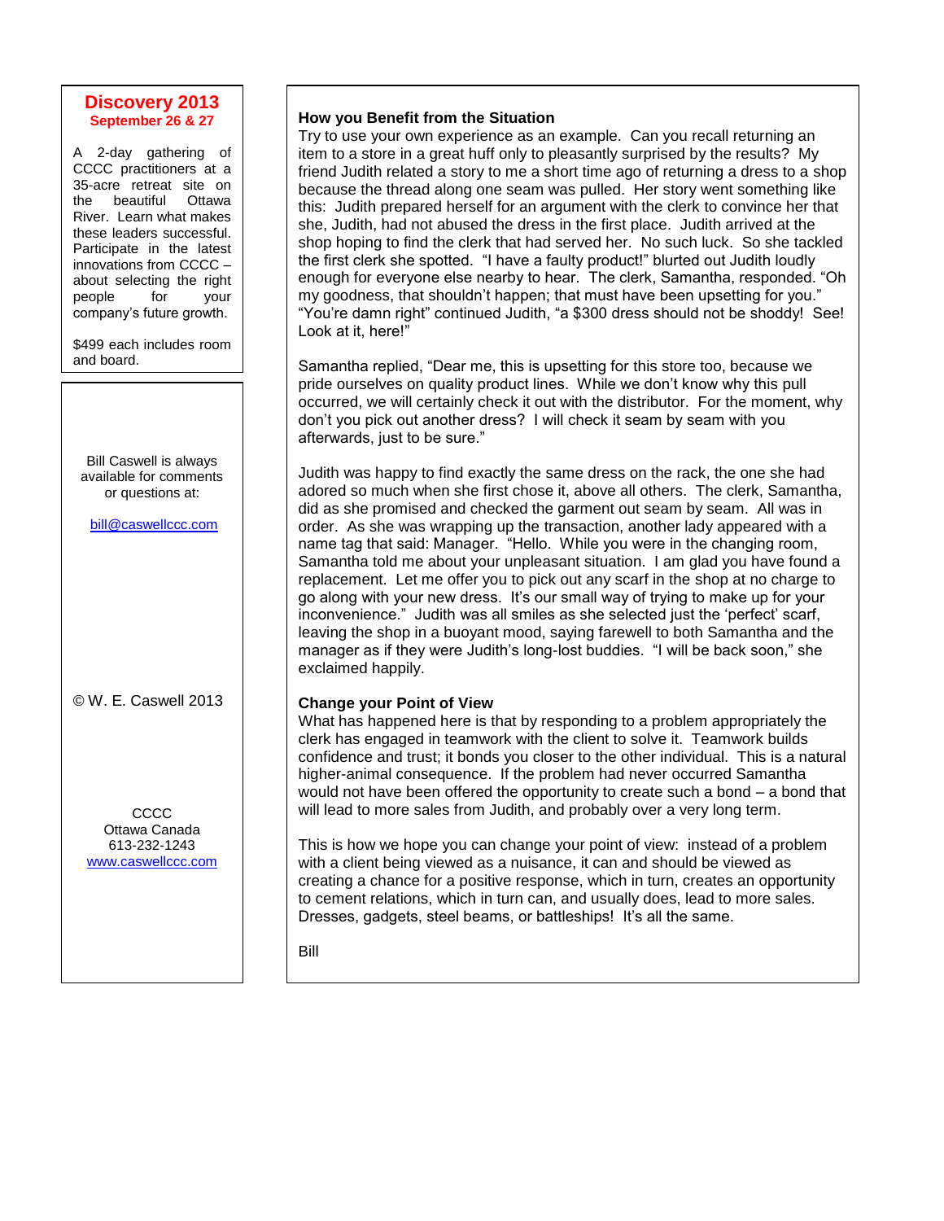## Discovery 2013
**September 26 & 27**

A 2-day gathering of CCCC practitioners at a 35-acre retreat site on the beautiful Ottawa River. Learn what makes these leaders successful. Participate in the latest innovations from CCCC – about selecting the right people for your company's future growth.

$499 each includes room and board.

Bill Caswell is always available for comments or questions at:

bill@caswellccc.com

© W. E. Caswell 2013

CCCC
Ottawa Canada
613-232-1243
www.caswellccc.com

**How you Benefit from the Situation**

Try to use your own experience as an example. Can you recall returning an item to a store in a great huff only to pleasantly surprised by the results? My friend Judith related a story to me a short time ago of returning a dress to a shop because the thread along one seam was pulled. Her story went something like this: Judith prepared herself for an argument with the clerk to convince her that she, Judith, had not abused the dress in the first place. Judith arrived at the shop hoping to find the clerk that had served her. No such luck. So she tackled the first clerk she spotted. "I have a faulty product!" blurted out Judith loudly enough for everyone else nearby to hear. The clerk, Samantha, responded. "Oh my goodness, that shouldn't happen; that must have been upsetting for you." "You're damn right" continued Judith, "a $300 dress should not be shoddy! See! Look at it, here!"

Samantha replied, "Dear me, this is upsetting for this store too, because we pride ourselves on quality product lines. While we don't know why this pull occurred, we will certainly check it out with the distributor. For the moment, why don't you pick out another dress? I will check it seam by seam with you afterwards, just to be sure."

Judith was happy to find exactly the same dress on the rack, the one she had adored so much when she first chose it, above all others. The clerk, Samantha, did as she promised and checked the garment out seam by seam. All was in order. As she was wrapping up the transaction, another lady appeared with a name tag that said: Manager. "Hello. While you were in the changing room, Samantha told me about your unpleasant situation. I am glad you have found a replacement. Let me offer you to pick out any scarf in the shop at no charge to go along with your new dress. It's our small way of trying to make up for your inconvenience." Judith was all smiles as she selected just the 'perfect' scarf, leaving the shop in a buoyant mood, saying farewell to both Samantha and the manager as if they were Judith's long-lost buddies. "I will be back soon," she exclaimed happily.

**Change your Point of View**

What has happened here is that by responding to a problem appropriately the clerk has engaged in teamwork with the client to solve it. Teamwork builds confidence and trust; it bonds you closer to the other individual. This is a natural higher-animal consequence. If the problem had never occurred Samantha would not have been offered the opportunity to create such a bond – a bond that will lead to more sales from Judith, and probably over a very long term.

This is how we hope you can change your point of view: instead of a problem with a client being viewed as a nuisance, it can and should be viewed as creating a chance for a positive response, which in turn, creates an opportunity to cement relations, which in turn can, and usually does, lead to more sales. Dresses, gadgets, steel beams, or battleships! It's all the same.

Bill